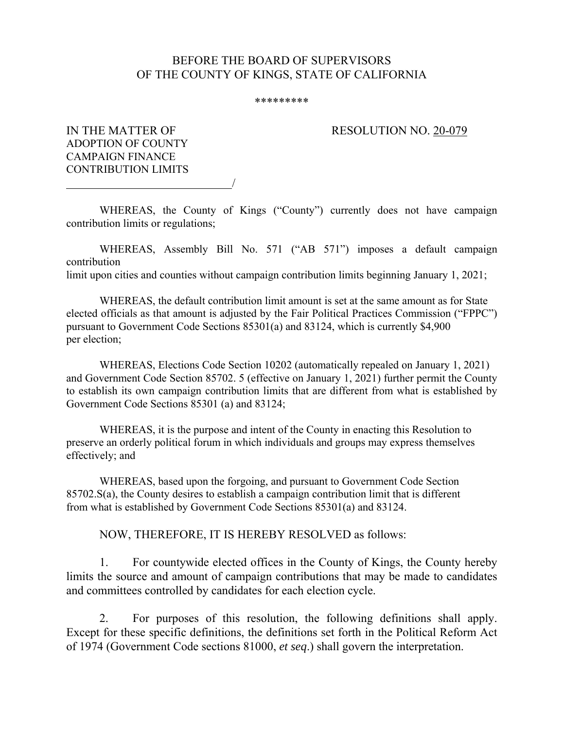BEFORE THE BOARD OF SUPERVISORS
OF THE COUNTY OF KINGS, STATE OF CALIFORNIA

*********

IN THE MATTER OF ADOPTION OF COUNTY CAMPAIGN FINANCE CONTRIBUTION LIMITS /

RESOLUTION NO. 20-079

WHEREAS, the County of Kings ("County") currently does not have campaign contribution limits or regulations;

WHEREAS, Assembly Bill No. 571 ("AB 571") imposes a default campaign contribution limit upon cities and counties without campaign contribution limits beginning January 1, 2021;

WHEREAS, the default contribution limit amount is set at the same amount as for State elected officials as that amount is adjusted by the Fair Political Practices Commission ("FPPC") pursuant to Government Code Sections 85301(a) and 83124, which is currently $4,900 per election;

WHEREAS, Elections Code Section 10202 (automatically repealed on January 1, 2021) and Government Code Section 85702. 5 (effective on January 1, 2021) further permit the County to establish its own campaign contribution limits that are different from what is established by Government Code Sections 85301 (a) and 83124;

WHEREAS, it is the purpose and intent of the County in enacting this Resolution to preserve an orderly political forum in which individuals and groups may express themselves effectively; and

WHEREAS, based upon the forgoing, and pursuant to Government Code Section 85702.S(a), the County desires to establish a campaign contribution limit that is different from what is established by Government Code Sections 85301(a) and 83124.

NOW, THEREFORE, IT IS HEREBY RESOLVED as follows:

1. For countywide elected offices in the County of Kings, the County hereby limits the source and amount of campaign contributions that may be made to candidates and committees controlled by candidates for each election cycle.

2. For purposes of this resolution, the following definitions shall apply. Except for these specific definitions, the definitions set forth in the Political Reform Act of 1974 (Government Code sections 81000, *et seq*.) shall govern the interpretation.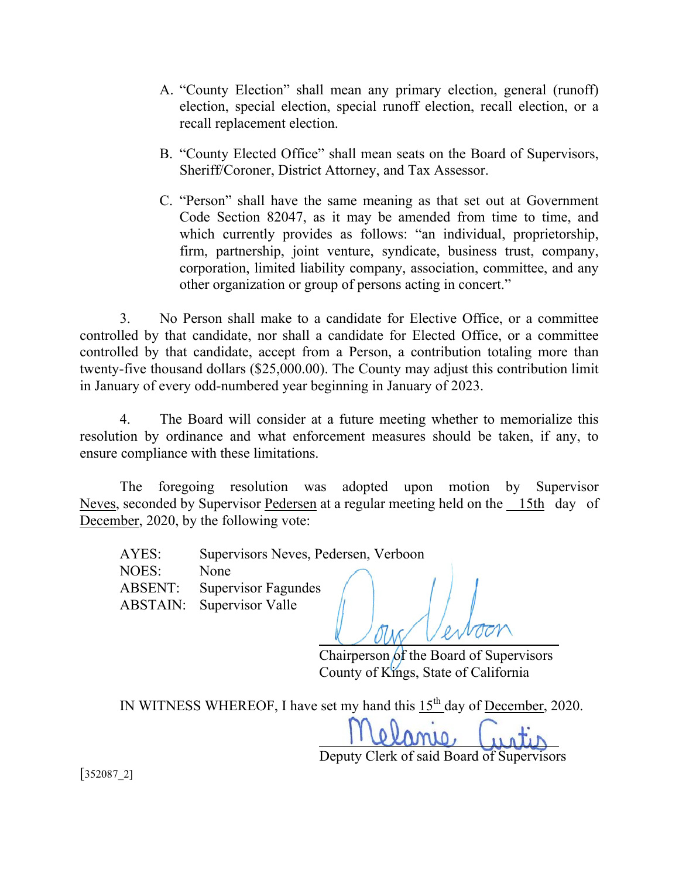A. “County Election” shall mean any primary election, general (runoff) election, special election, special runoff election, recall election, or a recall replacement election.

B. “County Elected Office” shall mean seats on the Board of Supervisors, Sheriff/Coroner, District Attorney, and Tax Assessor.

C. “Person” shall have the same meaning as that set out at Government Code Section 82047, as it may be amended from time to time, and which currently provides as follows: “an individual, proprietorship, firm, partnership, joint venture, syndicate, business trust, company, corporation, limited liability company, association, committee, and any other organization or group of persons acting in concert.”

3. No Person shall make to a candidate for Elective Office, or a committee controlled by that candidate, nor shall a candidate for Elected Office, or a committee controlled by that candidate, accept from a Person, a contribution totaling more than twenty-five thousand dollars ($25,000.00). The County may adjust this contribution limit in January of every odd-numbered year beginning in January of 2023.

4. The Board will consider at a future meeting whether to memorialize this resolution by ordinance and what enforcement measures should be taken, if any, to ensure compliance with these limitations.

The foregoing resolution was adopted upon motion by Supervisor Neves, seconded by Supervisor Pedersen at a regular meeting held on the 15th day of December, 2020, by the following vote:

AYES: Supervisors Neves, Pedersen, Verboon
NOES: None
ABSENT: Supervisor Fagundes
ABSTAIN: Supervisor Valle

Doug Verboon
Chairperson of the Board of Supervisors
County of Kings, State of California

IN WITNESS WHEREOF, I have set my hand this 15th day of December, 2020.

Melanie Curtis
Deputy Clerk of said Board of Supervisors

[352087_2]